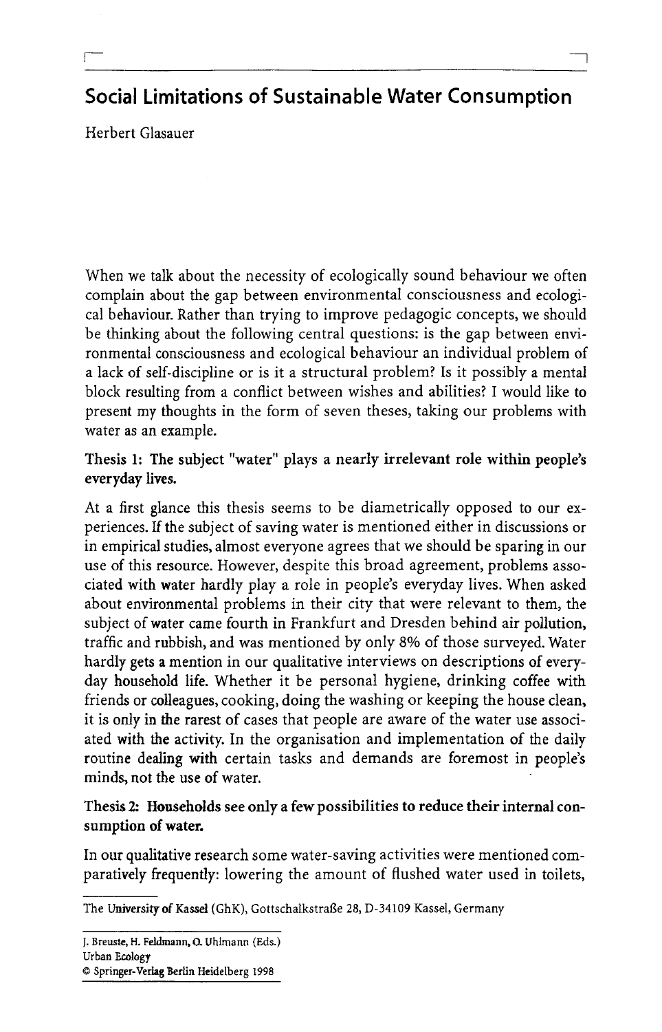# Social Limitations of Sustainable Water Consumption

Herbert Glasauer

When we talk about the necessity of ecologically sound behaviour we often complain about the gap between environmental consciousness and ecological behaviour. Rather than trying to improve pedagogic concepts, we should be thinking about the following central questions: is the gap between environmental consciousness and ecological behaviour an individual problem of a lack of self-discipline or is it a structural problem? Is it possibly a mental block resulting from a conflict between wishes and abilities? I would like to present my thoughts in the form of seven theses, taking our problems with water as an example.

**Thesis 1: The subject "water" plays a nearly irrelevant role within people's everyday lives.**

At a first glance this thesis seems to be diametrically opposed to our experiences. If the subject of saving water is mentioned either in discussions or in empirical studies, almost everyone agrees that we should be sparing in our use of this resource. However, despite this broad agreement, problems associated with water hardly play a role in people's everyday lives. When asked about environmental problems in their city that were relevant to them, the subject of water came fourth in Frankfurt and Dresden behind air pollution, traffic and rubbish, and was mentioned by only 8% of those surveyed. Water hardly gets a mention in our qualitative interviews on descriptions of everyday household life. Whether it be personal hygiene, drinking coffee with friends or colleagues, cooking, doing the washing or keeping the house clean, it is only in the rarest of cases that people are aware of the water use associated with the activity. In the organisation and implementation of the daily routine dealing with certain tasks and demands are foremost in people's minds, not the use of water.

**Thesis 2: Households see only a few possibilities to reduce their internal consumption of water.**

In our qualitative research some water-saving activities were mentioned comparatively frequently: lowering the amount of flushed water used in toilets,

---

The University of Kassel (GhK), Gottschalkstraße 28, D-34109 Kassel, Germany

J. Breuste, H. Feldmann, O. Uhlmann (Eds.)
Urban Ecology
© Springer-Verlag Berlin Heidelberg 1998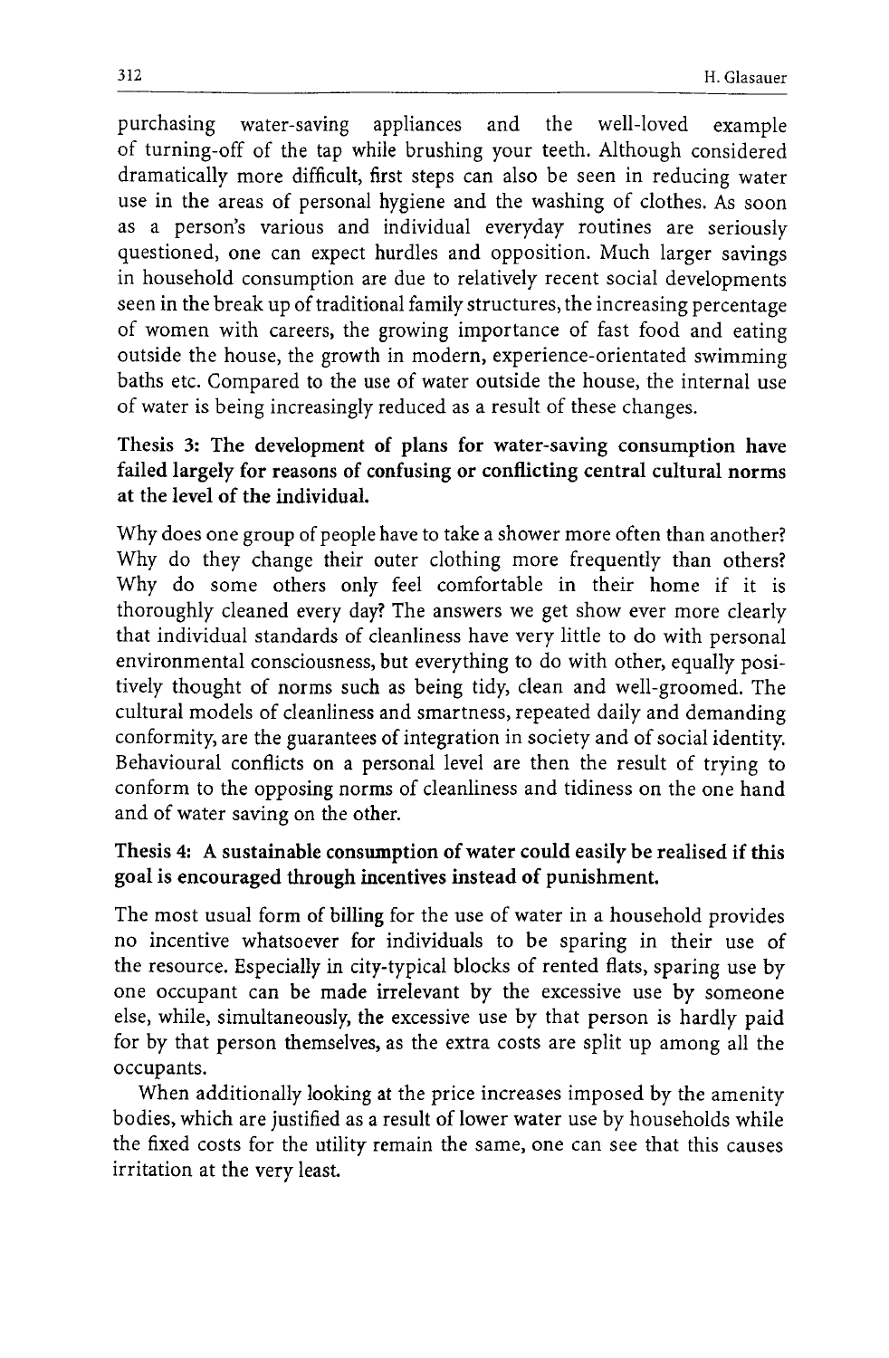purchasing water-saving appliances and the well-loved example of turning-off of the tap while brushing your teeth. Although considered dramatically more difficult, first steps can also be seen in reducing water use in the areas of personal hygiene and the washing of clothes. As soon as a person's various and individual everyday routines are seriously questioned, one can expect hurdles and opposition. Much larger savings in household consumption are due to relatively recent social developments seen in the break up of traditional family structures, the increasing percentage of women with careers, the growing importance of fast food and eating outside the house, the growth in modern, experience-orientated swimming baths etc. Compared to the use of water outside the house, the internal use of water is being increasingly reduced as a result of these changes.

**Thesis 3: The development of plans for water-saving consumption have failed largely for reasons of confusing or conflicting central cultural norms at the level of the individual.**

Why does one group of people have to take a shower more often than another? Why do they change their outer clothing more frequently than others? Why do some others only feel comfortable in their home if it is thoroughly cleaned every day? The answers we get show ever more clearly that individual standards of cleanliness have very little to do with personal environmental consciousness, but everything to do with other, equally positively thought of norms such as being tidy, clean and well-groomed. The cultural models of cleanliness and smartness, repeated daily and demanding conformity, are the guarantees of integration in society and of social identity. Behavioural conflicts on a personal level are then the result of trying to conform to the opposing norms of cleanliness and tidiness on the one hand and of water saving on the other.

**Thesis 4: A sustainable consumption of water could easily be realised if this goal is encouraged through incentives instead of punishment.**

The most usual form of billing for the use of water in a household provides no incentive whatsoever for individuals to be sparing in their use of the resource. Especially in city-typical blocks of rented flats, sparing use by one occupant can be made irrelevant by the excessive use by someone else, while, simultaneously, the excessive use by that person is hardly paid for by that person themselves, as the extra costs are split up among all the occupants.

When additionally looking at the price increases imposed by the amenity bodies, which are justified as a result of lower water use by households while the fixed costs for the utility remain the same, one can see that this causes irritation at the very least.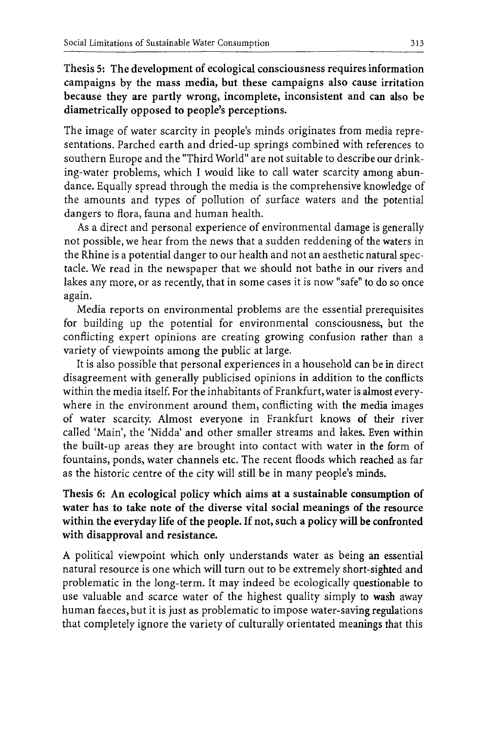**Thesis 5: The development of ecological consciousness requires information campaigns by the mass media, but these campaigns also cause irritation because they are partly wrong, incomplete, inconsistent and can also be diametrically opposed to people's perceptions.**

The image of water scarcity in people's minds originates from media representations. Parched earth and dried-up springs combined with references to southern Europe and the "Third World" are not suitable to describe our drinking-water problems, which I would like to call water scarcity among abundance. Equally spread through the media is the comprehensive knowledge of the amounts and types of pollution of surface waters and the potential dangers to flora, fauna and human health.

As a direct and personal experience of environmental damage is generally not possible, we hear from the news that a sudden reddening of the waters in the Rhine is a potential danger to our health and not an aesthetic natural spectacle. We read in the newspaper that we should not bathe in our rivers and lakes any more, or as recently, that in some cases it is now "safe" to do so once again.

Media reports on environmental problems are the essential prerequisites for building up the potential for environmental consciousness, but the conflicting expert opinions are creating growing confusion rather than a variety of viewpoints among the public at large.

It is also possible that personal experiences in a household can be in direct disagreement with generally publicised opinions in addition to the conflicts within the media itself. For the inhabitants of Frankfurt, water is almost everywhere in the environment around them, conflicting with the media images of water scarcity. Almost everyone in Frankfurt knows of their river called 'Main', the 'Nidda' and other smaller streams and lakes. Even within the built-up areas they are brought into contact with water in the form of fountains, ponds, water channels etc. The recent floods which reached as far as the historic centre of the city will still be in many people's minds.

**Thesis 6: An ecological policy which aims at a sustainable consumption of water has to take note of the diverse vital social meanings of the resource within the everyday life of the people. If not, such a policy will be confronted with disapproval and resistance.**

A political viewpoint which only understands water as being an essential natural resource is one which will turn out to be extremely short-sighted and problematic in the long-term. It may indeed be ecologically questionable to use valuable and scarce water of the highest quality simply to wash away human faeces, but it is just as problematic to impose water-saving regulations that completely ignore the variety of culturally orientated meanings that this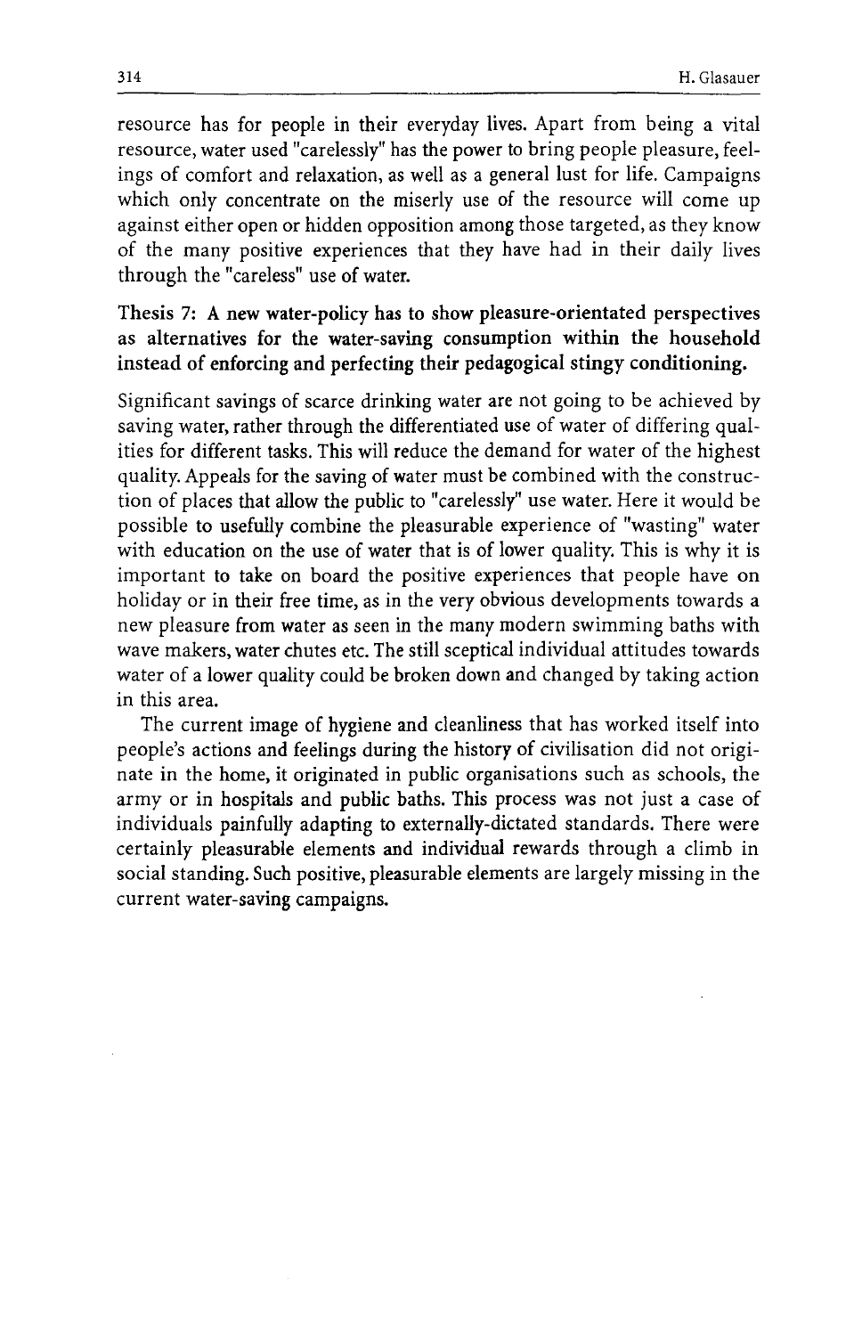resource has for people in their everyday lives. Apart from being a vital resource, water used "carelessly" has the power to bring people pleasure, feelings of comfort and relaxation, as well as a general lust for life. Campaigns which only concentrate on the miserly use of the resource will come up against either open or hidden opposition among those targeted, as they know of the many positive experiences that they have had in their daily lives through the "careless" use of water.

**Thesis 7: A new water-policy has to show pleasure-orientated perspectives as alternatives for the water-saving consumption within the household instead of enforcing and perfecting their pedagogical stingy conditioning.**

Significant savings of scarce drinking water are not going to be achieved by saving water, rather through the differentiated use of water of differing qualities for different tasks. This will reduce the demand for water of the highest quality. Appeals for the saving of water must be combined with the construction of places that allow the public to "carelessly" use water. Here it would be possible to usefully combine the pleasurable experience of "wasting" water with education on the use of water that is of lower quality. This is why it is important to take on board the positive experiences that people have on holiday or in their free time, as in the very obvious developments towards a new pleasure from water as seen in the many modern swimming baths with wave makers, water chutes etc. The still sceptical individual attitudes towards water of a lower quality could be broken down and changed by taking action in this area.

The current image of hygiene and cleanliness that has worked itself into people's actions and feelings during the history of civilisation did not originate in the home, it originated in public organisations such as schools, the army or in hospitals and public baths. This process was not just a case of individuals painfully adapting to externally-dictated standards. There were certainly pleasurable elements and individual rewards through a climb in social standing. Such positive, pleasurable elements are largely missing in the current water-saving campaigns.